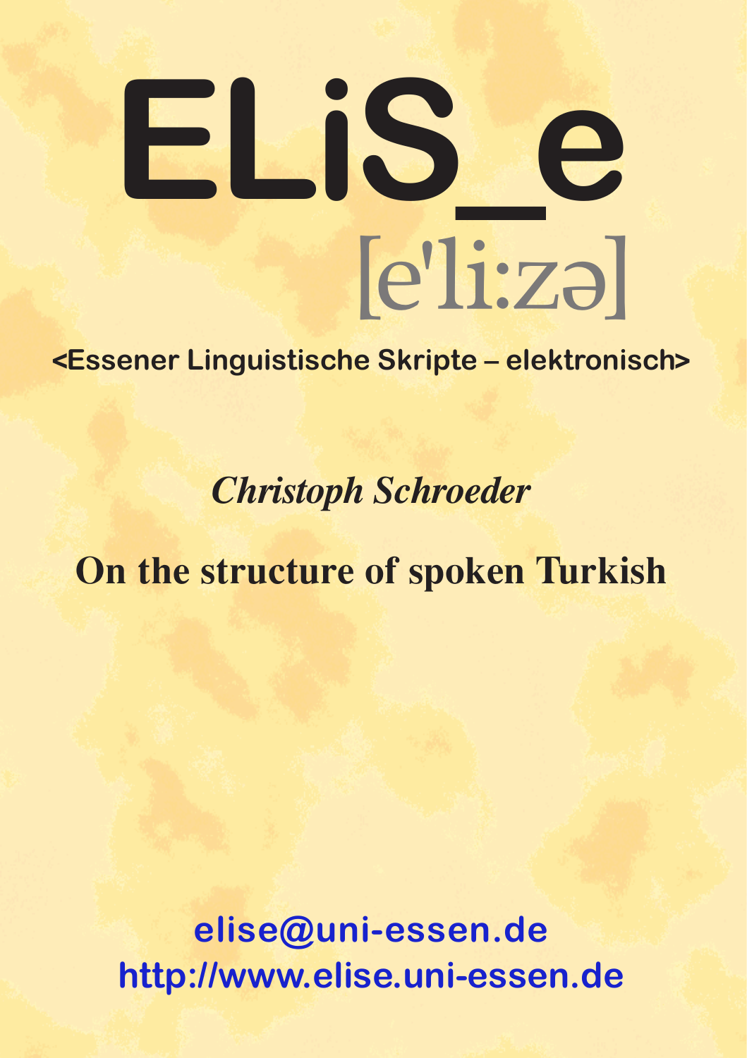# ELiS_e

[e'li:zə]

**<Essener Linguistische Skripte – elektronisch>**

*Christoph Schroeder*

## On the structure of spoken Turkish

elise@uni-essen.de

http://www.elise.uni-essen.de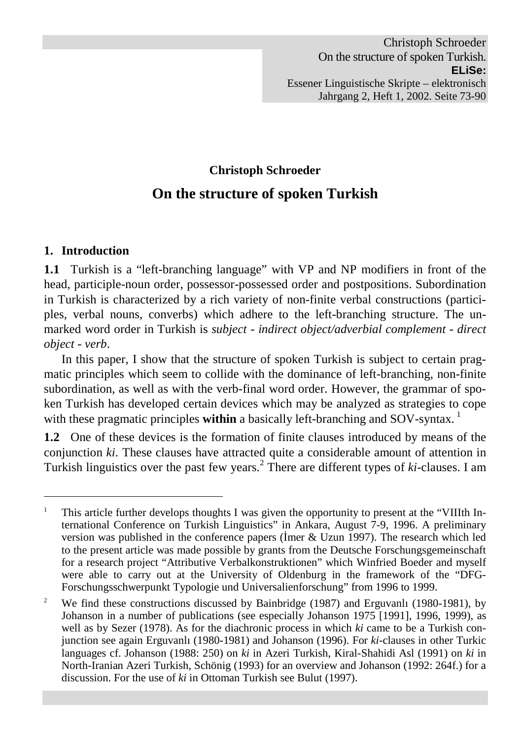**Christoph Schroeder**

# On the structure of spoken Turkish

## 1. Introduction

**1.1** Turkish is a "left-branching language" with VP and NP modifiers in front of the head, participle-noun order, possessor-possessed order and postpositions. Subordination in Turkish is characterized by a rich variety of non-finite verbal constructions (participles, verbal nouns, converbs) which adhere to the left-branching structure. The unmarked word order in Turkish is *subject - indirect object/adverbial complement - direct object - verb*.

In this paper, I show that the structure of spoken Turkish is subject to certain pragmatic principles which seem to collide with the dominance of left-branching, non-finite subordination, as well as with the verb-final word order. However, the grammar of spoken Turkish has developed certain devices which may be analyzed as strategies to cope with these pragmatic principles **within** a basically left-branching and SOV-syntax. [1]

**1.2** One of these devices is the formation of finite clauses introduced by means of the conjunction *ki*. These clauses have attracted quite a considerable amount of attention in Turkish linguistics over the past few years.[2] There are different types of *ki*-clauses. I am

---

[1] This article further develops thoughts I was given the opportunity to present at the "VIIIth International Conference on Turkish Linguistics" in Ankara, August 7-9, 1996. A preliminary version was published in the conference papers (İmer & Uzun 1997). The research which led to the present article was made possible by grants from the Deutsche Forschungsgemeinschaft for a research project "Attributive Verbalkonstruktionen" which Winfried Boeder and myself were able to carry out at the University of Oldenburg in the framework of the "DFG-Forschungsschwerpunkt Typologie und Universalienforschung" from 1996 to 1999.

[2] We find these constructions discussed by Bainbridge (1987) and Erguvanlı (1980-1981), by Johanson in a number of publications (see especially Johanson 1975 [1991], 1996, 1999), as well as by Sezer (1978). As for the diachronic process in which *ki* came to be a Turkish conjunction see again Erguvanlı (1980-1981) and Johanson (1996). For *ki*-clauses in other Turkic languages cf. Johanson (1988: 250) on *ki* in Azeri Turkish, Kiral-Shahidi Asl (1991) on *ki* in North-Iranian Azeri Turkish, Schönig (1993) for an overview and Johanson (1992: 264f.) for a discussion. For the use of *ki* in Ottoman Turkish see Bulut (1997).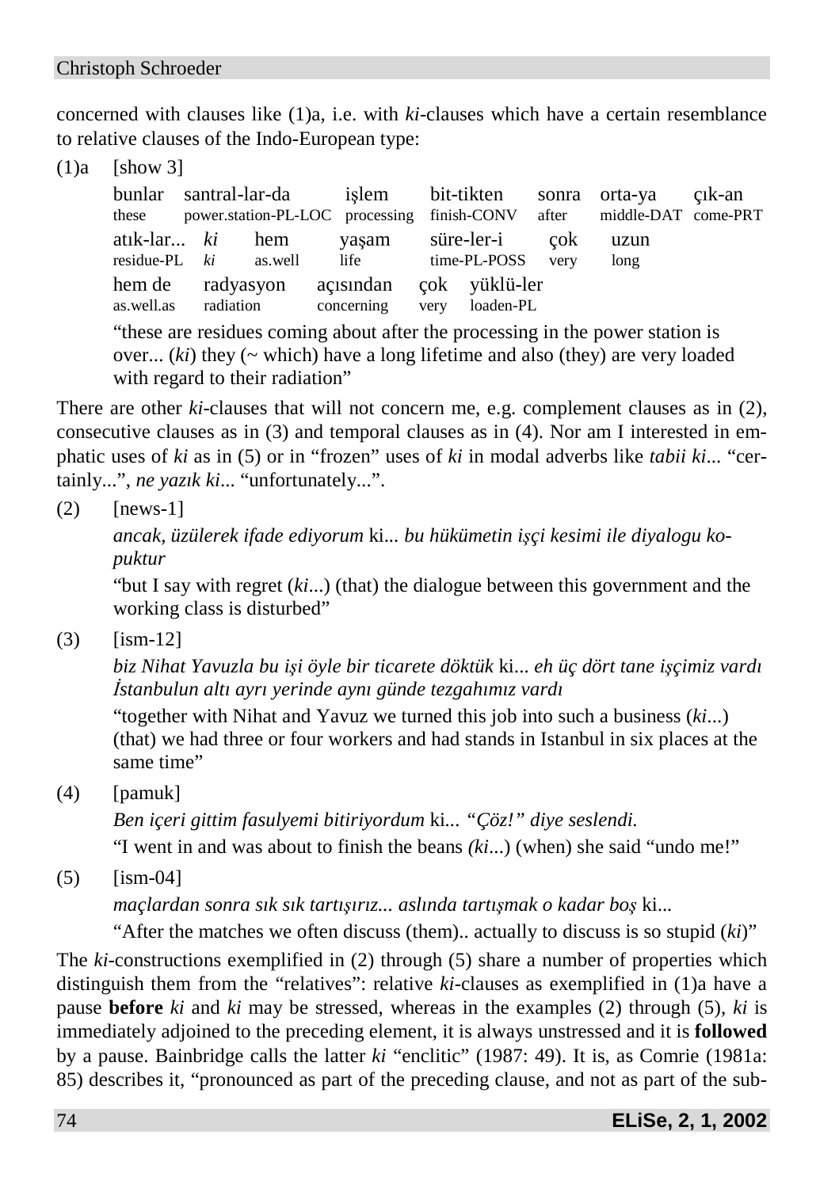concerned with clauses like (1)a, i.e. with *ki*-clauses which have a certain resemblance to relative clauses of the Indo-European type:

(1)a [show 3]

| bunlar | santral-lar-da | işlem | bit-tikten | sonra | orta-ya | çık-an |
|---|---|---|---|---|---|---|
| these | power.station-PL-LOC | processing | finish-CONV | after | middle-DAT | come-PRT |

| atık-lar... | *ki* | hem | yaşam | süre-ler-i | çok | uzun |
|---|---|---|---|---|---|---|
| residue-PL | *ki* | as.well | life | time-PL-POSS | very | long |

| hem de | radyasyon | açısından | çok | yüklü-ler |
|---|---|---|---|---|
| as.well.as | radiation | concerning | very | loaden-PL |

"these are residues coming about after the processing in the power station is over... (*ki*) they (~ which) have a long lifetime and also (they) are very loaded with regard to their radiation"

There are other *ki*-clauses that will not concern me, e.g. complement clauses as in (2), consecutive clauses as in (3) and temporal clauses as in (4). Nor am I interested in emphatic uses of *ki* as in (5) or in "frozen" uses of *ki* in modal adverbs like *tabii ki*... "certainly...", *ne yazık ki*... "unfortunately...".

(2) [news-1]

*ancak, üzülerek ifade ediyorum* ki... *bu hükümetin işçi kesimi ile diyalogu kopuktur*

"but I say with regret (*ki*...) (that) the dialogue between this government and the working class is disturbed"

(3) [ism-12]

*biz Nihat Yavuzla bu işi öyle bir ticarete döktük* ki... *eh üç dört tane işçimiz vardı İstanbulun altı ayrı yerinde aynı günde tezgahımız vardı*

"together with Nihat and Yavuz we turned this job into such a business (*ki*...) (that) we had three or four workers and had stands in Istanbul in six places at the same time"

(4) [pamuk]

*Ben içeri gittim fasulyemi bitiriyordum* ki... *"Çöz!" diye seslendi.*

"I went in and was about to finish the beans *(ki*...) (when) she said "undo me!"

(5) [ism-04]

*maçlardan sonra sık sık tartışırız... aslında tartışmak o kadar boş* ki...

"After the matches we often discuss (them).. actually to discuss is so stupid (*ki*)"

The *ki*-constructions exemplified in (2) through (5) share a number of properties which distinguish them from the "relatives": relative *ki*-clauses as exemplified in (1)a have a pause **before** *ki* and *ki* may be stressed, whereas in the examples (2) through (5), *ki* is immediately adjoined to the preceding element, it is always unstressed and it is **followed** by a pause. Bainbridge calls the latter *ki* "enclitic" (1987: 49). It is, as Comrie (1981a: 85) describes it, "pronounced as part of the preceding clause, and not as part of the sub-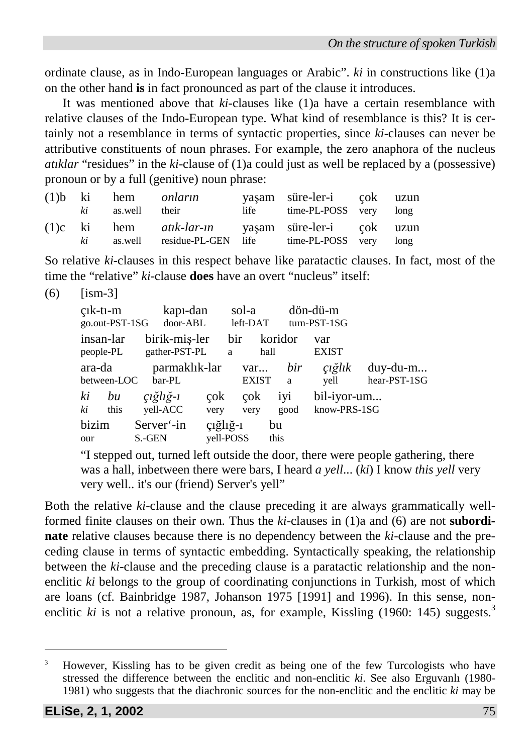ordinate clause, as in Indo-European languages or Arabic". *ki* in constructions like (1)a on the other hand **is** in fact pronounced as part of the clause it introduces.

It was mentioned above that *ki*-clauses like (1)a have a certain resemblance with relative clauses of the Indo-European type. What kind of resemblance is this? It is certainly not a resemblance in terms of syntactic properties, since *ki*-clauses can never be attributive constituents of noun phrases. For example, the zero anaphora of the nucleus *atıklar* "residues" in the *ki*-clause of (1)a could just as well be replaced by a (possessive) pronoun or by a full (genitive) noun phrase:

| | | | | | | | |
|---|---|---|---|---|---|---|---|
| (1)b | ki | hem | *onların* | yaşam | süre-ler-i | çok | uzun |
| | *ki* | as.well | their | life | time-PL-POSS | very | long |
| (1)c | ki | hem | *atık-lar-ın* | yaşam | süre-ler-i | çok | uzun |
| | *ki* | as.well | residue-PL-GEN | life | time-PL-POSS | very | long |

So relative *ki*-clauses in this respect behave like paratactic clauses. In fact, most of the time the "relative" *ki*-clause **does** have an overt "nucleus" itself:

(6) [ism-3]

| | | | | | |
|---|---|---|---|---|---|
| çık-tı-m | kapı-dan | sol-a | dön-dü-m | | |
| go.out-PST-1SG | door-ABL | left-DAT | turn-PST-1SG | | |
| insan-lar | birik-miş-ler | bir | koridor | var | |
| people-PL | gather-PST-PL | a | hall | EXIST | |
| ara-da | parmaklık-lar | var... | *bir* | *çığlık* | duy-du-m... |
| between-LOC | bar-PL | EXIST | a | yell | hear-PST-1SG |
| *ki* | *bu* | *çığlığ-ı* | çok | çok | iyi | bil-iyor-um... |
| *ki* | this | yell-ACC | very | very | good | know-PRS-1SG |
| bizim | Server'-in | çığlığ-ı | bu | | |
| our | S.-GEN | yell-POSS | this | | |

"I stepped out, turned left outside the door, there were people gathering, there was a hall, inbetween there were bars, I heard *a yell*... (*ki*) I know *this yell* very very well.. it's our (friend) Server's yell"

Both the relative *ki*-clause and the clause preceding it are always grammatically well-formed finite clauses on their own. Thus the *ki*-clauses in (1)a and (6) are not **subordinate** relative clauses because there is no dependency between the *ki*-clause and the preceding clause in terms of syntactic embedding. Syntactically speaking, the relationship between the *ki*-clause and the preceding clause is a paratactic relationship and the non-enclitic *ki* belongs to the group of coordinating conjunctions in Turkish, most of which are loans (cf. Bainbridge 1987, Johanson 1975 [1991] and 1996). In this sense, non-enclitic *ki* is not a relative pronoun, as, for example, Kissling (1960: 145) suggests.[3]

---

[3] However, Kissling has to be given credit as being one of the few Turcologists who have stressed the difference between the enclitic and non-enclitic *ki*. See also Erguvanlı (1980-1981) who suggests that the diachronic sources for the non-enclitic and the enclitic *ki* may be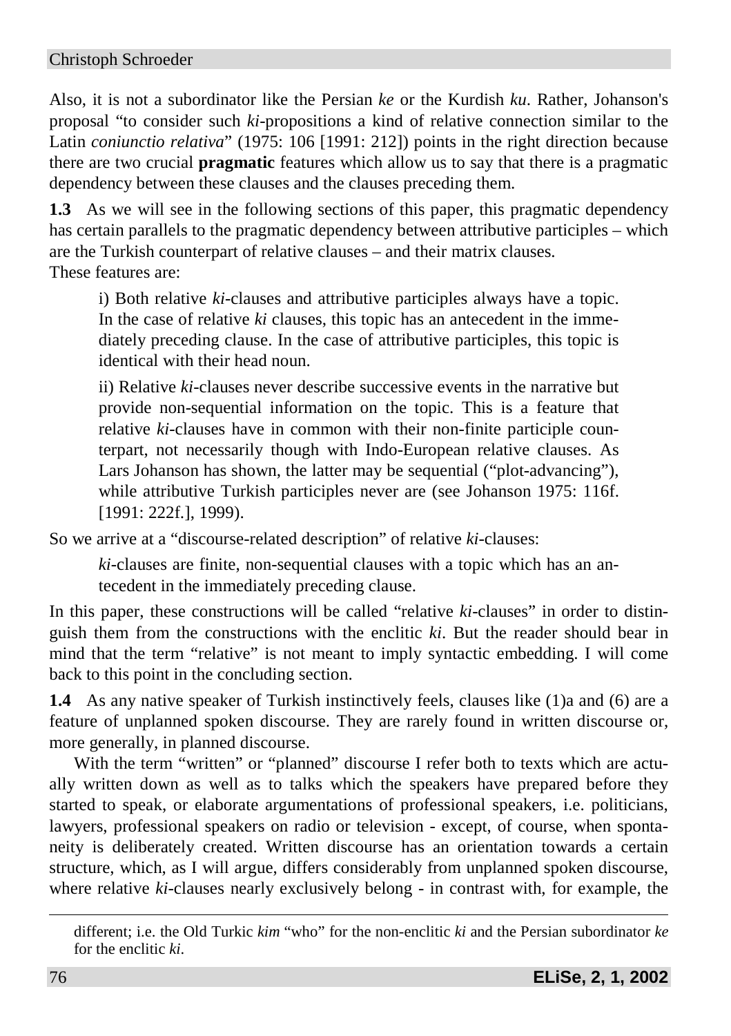Also, it is not a subordinator like the Persian *ke* or the Kurdish *ku*. Rather, Johanson's proposal "to consider such *ki*-propositions a kind of relative connection similar to the Latin *coniunctio relativa*" (1975: 106 [1991: 212]) points in the right direction because there are two crucial **pragmatic** features which allow us to say that there is a pragmatic dependency between these clauses and the clauses preceding them.

**1.3** As we will see in the following sections of this paper, this pragmatic dependency has certain parallels to the pragmatic dependency between attributive participles – which are the Turkish counterpart of relative clauses – and their matrix clauses.
These features are:

> i) Both relative *ki*-clauses and attributive participles always have a topic. In the case of relative *ki* clauses, this topic has an antecedent in the immediately preceding clause. In the case of attributive participles, this topic is identical with their head noun.
>
> ii) Relative *ki*-clauses never describe successive events in the narrative but provide non-sequential information on the topic. This is a feature that relative *ki*-clauses have in common with their non-finite participle counterpart, not necessarily though with Indo-European relative clauses. As Lars Johanson has shown, the latter may be sequential ("plot-advancing"), while attributive Turkish participles never are (see Johanson 1975: 116f. [1991: 222f.], 1999).

So we arrive at a "discourse-related description" of relative *ki*-clauses:

> *ki*-clauses are finite, non-sequential clauses with a topic which has an antecedent in the immediately preceding clause.

In this paper, these constructions will be called "relative *ki*-clauses" in order to distinguish them from the constructions with the enclitic *ki*. But the reader should bear in mind that the term "relative" is not meant to imply syntactic embedding. I will come back to this point in the concluding section.

**1.4** As any native speaker of Turkish instinctively feels, clauses like (1)a and (6) are a feature of unplanned spoken discourse. They are rarely found in written discourse or, more generally, in planned discourse.

With the term "written" or "planned" discourse I refer both to texts which are actually written down as well as to talks which the speakers have prepared before they started to speak, or elaborate argumentations of professional speakers, i.e. politicians, lawyers, professional speakers on radio or television - except, of course, when spontaneity is deliberately created. Written discourse has an orientation towards a certain structure, which, as I will argue, differs considerably from unplanned spoken discourse, where relative *ki*-clauses nearly exclusively belong - in contrast with, for example, the

---

different; i.e. the Old Turkic *kim* "who" for the non-enclitic *ki* and the Persian subordinator *ke* for the enclitic *ki*.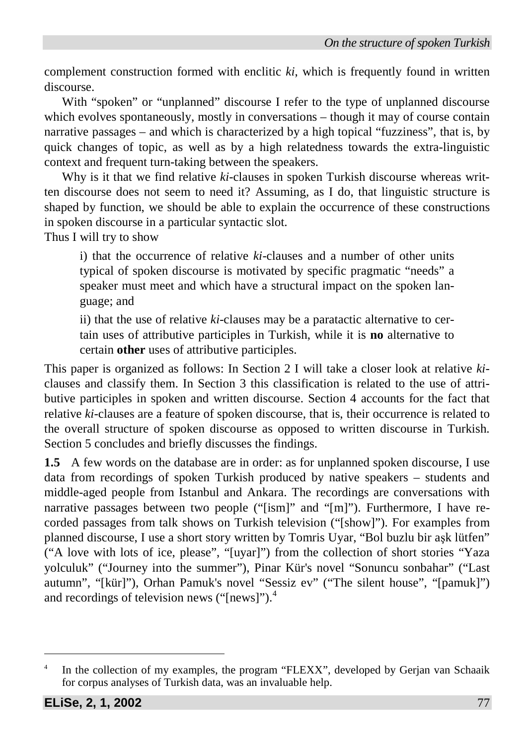complement construction formed with enclitic *ki*, which is frequently found in written discourse.

With "spoken" or "unplanned" discourse I refer to the type of unplanned discourse which evolves spontaneously, mostly in conversations – though it may of course contain narrative passages – and which is characterized by a high topical "fuzziness", that is, by quick changes of topic, as well as by a high relatedness towards the extra-linguistic context and frequent turn-taking between the speakers.

Why is it that we find relative *ki*-clauses in spoken Turkish discourse whereas written discourse does not seem to need it? Assuming, as I do, that linguistic structure is shaped by function, we should be able to explain the occurrence of these constructions in spoken discourse in a particular syntactic slot.

Thus I will try to show

> i) that the occurrence of relative *ki*-clauses and a number of other units typical of spoken discourse is motivated by specific pragmatic "needs" a speaker must meet and which have a structural impact on the spoken language; and
>
> ii) that the use of relative *ki*-clauses may be a paratactic alternative to certain uses of attributive participles in Turkish, while it is **no** alternative to certain **other** uses of attributive participles.

This paper is organized as follows: In Section 2 I will take a closer look at relative *ki*-clauses and classify them. In Section 3 this classification is related to the use of attributive participles in spoken and written discourse. Section 4 accounts for the fact that relative *ki*-clauses are a feature of spoken discourse, that is, their occurrence is related to the overall structure of spoken discourse as opposed to written discourse in Turkish. Section 5 concludes and briefly discusses the findings.

**1.5** A few words on the database are in order: as for unplanned spoken discourse, I use data from recordings of spoken Turkish produced by native speakers – students and middle-aged people from Istanbul and Ankara. The recordings are conversations with narrative passages between two people ("[ism]" and "[m]"). Furthermore, I have recorded passages from talk shows on Turkish television ("[show]"). For examples from planned discourse, I use a short story written by Tomris Uyar, "Bol buzlu bir aşk lütfen" ("A love with lots of ice, please", "[uyar]") from the collection of short stories "Yaza yolculuk" ("Journey into the summer"), Pinar Kür's novel "Sonuncu sonbahar" ("Last autumn", "[kür]"), Orhan Pamuk's novel "Sessiz ev" ("The silent house", "[pamuk]") and recordings of television news ("[news]").[4]

---

[4] In the collection of my examples, the program "FLEXX", developed by Gerjan van Schaaik for corpus analyses of Turkish data, was an invaluable help.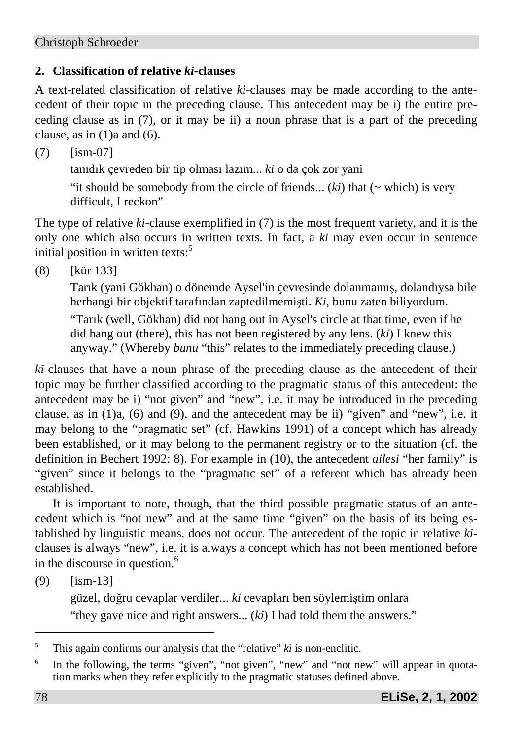## 2. Classification of relative *ki*-clauses

A text-related classification of relative *ki*-clauses may be made according to the antecedent of their topic in the preceding clause. This antecedent may be i) the entire preceding clause as in (7), or it may be ii) a noun phrase that is a part of the preceding clause, as in (1)a and (6).

(7) [ism-07]

tanıdık çevreden bir tip olması lazım... *ki* o da çok zor yani

"it should be somebody from the circle of friends... (*ki*) that (~ which) is very difficult, I reckon"

The type of relative *ki*-clause exemplified in (7) is the most frequent variety, and it is the only one which also occurs in written texts. In fact, a *ki* may even occur in sentence initial position in written texts:[5]

(8) [kür 133]

Tarık (yani Gökhan) o dönemde Aysel'in çevresinde dolanmamış, dolandıysa bile herhangi bir objektif tarafından zaptedilmemişti. *Ki*, bunu zaten biliyordum.

"Tarık (well, Gökhan) did not hang out in Aysel's circle at that time, even if he did hang out (there), this has not been registered by any lens. (*ki*) I knew this anyway." (Whereby *bunu* "this" relates to the immediately preceding clause.)

*ki*-clauses that have a noun phrase of the preceding clause as the antecedent of their topic may be further classified according to the pragmatic status of this antecedent: the antecedent may be i) "not given" and "new", i.e. it may be introduced in the preceding clause, as in (1)a, (6) and (9), and the antecedent may be ii) "given" and "new", i.e. it may belong to the "pragmatic set" (cf. Hawkins 1991) of a concept which has already been established, or it may belong to the permanent registry or to the situation (cf. the definition in Bechert 1992: 8). For example in (10), the antecedent *ailesi* "her family" is "given" since it belongs to the "pragmatic set" of a referent which has already been established.

It is important to note, though, that the third possible pragmatic status of an antecedent which is "not new" and at the same time "given" on the basis of its being established by linguistic means, does not occur. The antecedent of the topic in relative *ki*-clauses is always "new", i.e. it is always a concept which has not been mentioned before in the discourse in question.[6]

(9) [ism-13]

güzel, doğru cevaplar verdiler... *ki* cevapları ben söylemiştim onlara

"they gave nice and right answers... (*ki*) I had told them the answers."

---

[5] This again confirms our analysis that the "relative" *ki* is non-enclitic.

[6] In the following, the terms "given", "not given", "new" and "not new" will appear in quotation marks when they refer explicitly to the pragmatic statuses defined above.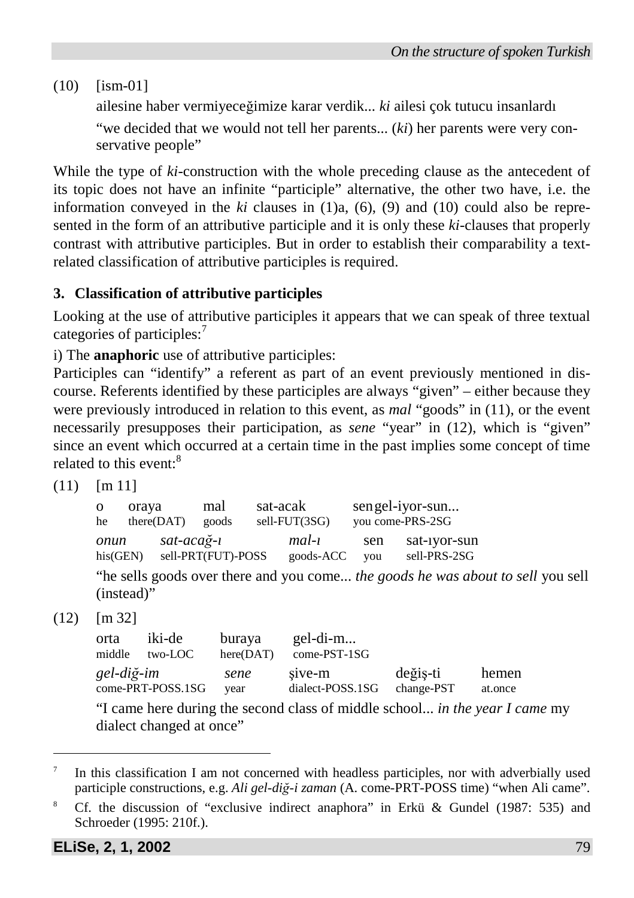(10) [ism-01]

ailesine haber vermiyeceğimize karar verdik... *ki* ailesi çok tutucu insanlardı

"we decided that we would not tell her parents... (*ki*) her parents were very conservative people"

While the type of *ki*-construction with the whole preceding clause as the antecedent of its topic does not have an infinite "participle" alternative, the other two have, i.e. the information conveyed in the *ki* clauses in (1)a, (6), (9) and (10) could also be represented in the form of an attributive participle and it is only these *ki*-clauses that properly contrast with attributive participles. But in order to establish their comparability a text-related classification of attributive participles is required.

### 3. Classification of attributive participles

Looking at the use of attributive participles it appears that we can speak of three textual categories of participles:[7]

i) The **anaphoric** use of attributive participles:

Participles can "identify" a referent as part of an event previously mentioned in discourse. Referents identified by these participles are always "given" – either because they were previously introduced in relation to this event, as *mal* "goods" in (11), or the event necessarily presupposes their participation, as *sene* "year" in (12), which is "given" since an event which occurred at a certain time in the past implies some concept of time related to this event:[8]

(11) [m 11]

| o | oraya | mal | sat-acak | sen | gel-iyor-sun... |
|---|---|---|---|---|---|
| he | there(DAT) | goods | sell-FUT(3SG) | you | come-PRS-2SG |

| *onun* | *sat-acağ-ı* | *mal-ı* | sen | sat-ıyor-sun |
|---|---|---|---|---|
| his(GEN) | sell-PRT(FUT)-POSS | goods-ACC | you | sell-PRS-2SG |

"he sells goods over there and you come... *the goods he was about to sell* you sell (instead)"

(12) [m 32]

| orta | iki-de | buraya | gel-di-m... |
|---|---|---|---|
| middle | two-LOC | here(DAT) | come-PST-1SG |

| *gel-diğ-im* | *sene* | şive-m | değiş-ti | hemen |
|---|---|---|---|---|
| come-PRT-POSS.1SG | year | dialect-POSS.1SG | change-PST | at.once |

"I came here during the second class of middle school... *in the year I came* my dialect changed at once"

---

[7] In this classification I am not concerned with headless participles, nor with adverbially used participle constructions, e.g. *Ali gel-diğ-i zaman* (A. come-PRT-POSS time) "when Ali came".

[8] Cf. the discussion of "exclusive indirect anaphora" in Erkü & Gundel (1987: 535) and Schroeder (1995: 210f.).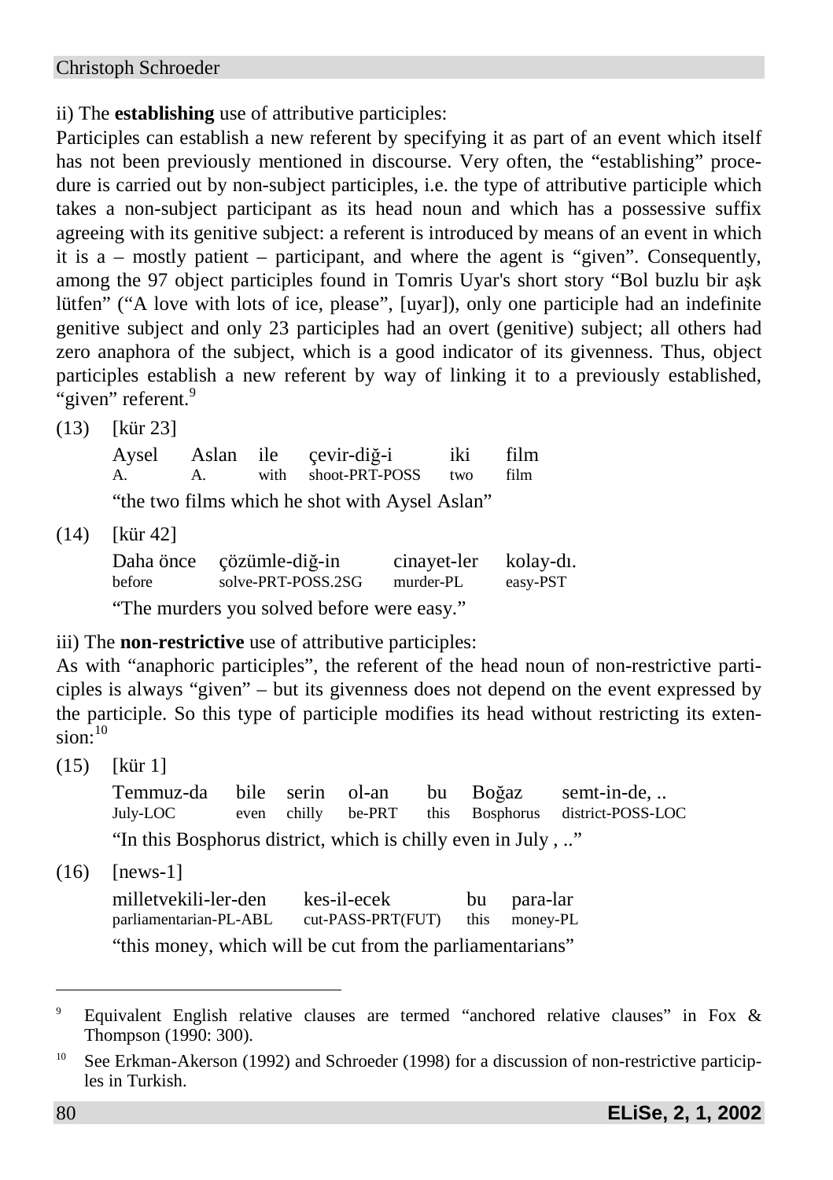ii) The **establishing** use of attributive participles:

Participles can establish a new referent by specifying it as part of an event which itself has not been previously mentioned in discourse. Very often, the "establishing" procedure is carried out by non-subject participles, i.e. the type of attributive participle which takes a non-subject participant as its head noun and which has a possessive suffix agreeing with its genitive subject: a referent is introduced by means of an event in which it is a – mostly patient – participant, and where the agent is "given". Consequently, among the 97 object participles found in Tomris Uyar's short story "Bol buzlu bir aşk lütfen" ("A love with lots of ice, please", [uyar]), only one participle had an indefinite genitive subject and only 23 participles had an overt (genitive) subject; all others had zero anaphora of the subject, which is a good indicator of its givenness. Thus, object participles establish a new referent by way of linking it to a previously established, "given" referent.[9]

(13) [kür 23]

| Aysel | Aslan | ile | çevir-diğ-i | iki | film |
|---|---|---|---|---|---|
| A. | A. | with | shoot-PRT-POSS | two | film |

"the two films which he shot with Aysel Aslan"

(14) [kür 42]

| Daha önce | çözümle-diğ-in | cinayet-ler | kolay-dı. |
|---|---|---|---|
| before | solve-PRT-POSS.2SG | murder-PL | easy-PST |

"The murders you solved before were easy."

iii) The **non-restrictive** use of attributive participles:

As with "anaphoric participles", the referent of the head noun of non-restrictive participles is always "given" – but its givenness does not depend on the event expressed by the participle. So this type of participle modifies its head without restricting its extension:[10]

(15) [kür 1]

| Temmuz-da | bile | serin | ol-an | bu | Boğaz | semt-in-de, .. |
|---|---|---|---|---|---|---|
| July-LOC | even | chilly | be-PRT | this | Bosphorus | district-POSS-LOC |

"In this Bosphorus district, which is chilly even in July , .."

(16) [news-1]

| milletvekili-ler-den | kes-il-ecek | bu | para-lar |
|---|---|---|---|
| parliamentarian-PL-ABL | cut-PASS-PRT(FUT) | this | money-PL |

"this money, which will be cut from the parliamentarians"

---

[9] Equivalent English relative clauses are termed "anchored relative clauses" in Fox & Thompson (1990: 300).

[10] See Erkman-Akerson (1992) and Schroeder (1998) for a discussion of non-restrictive participles in Turkish.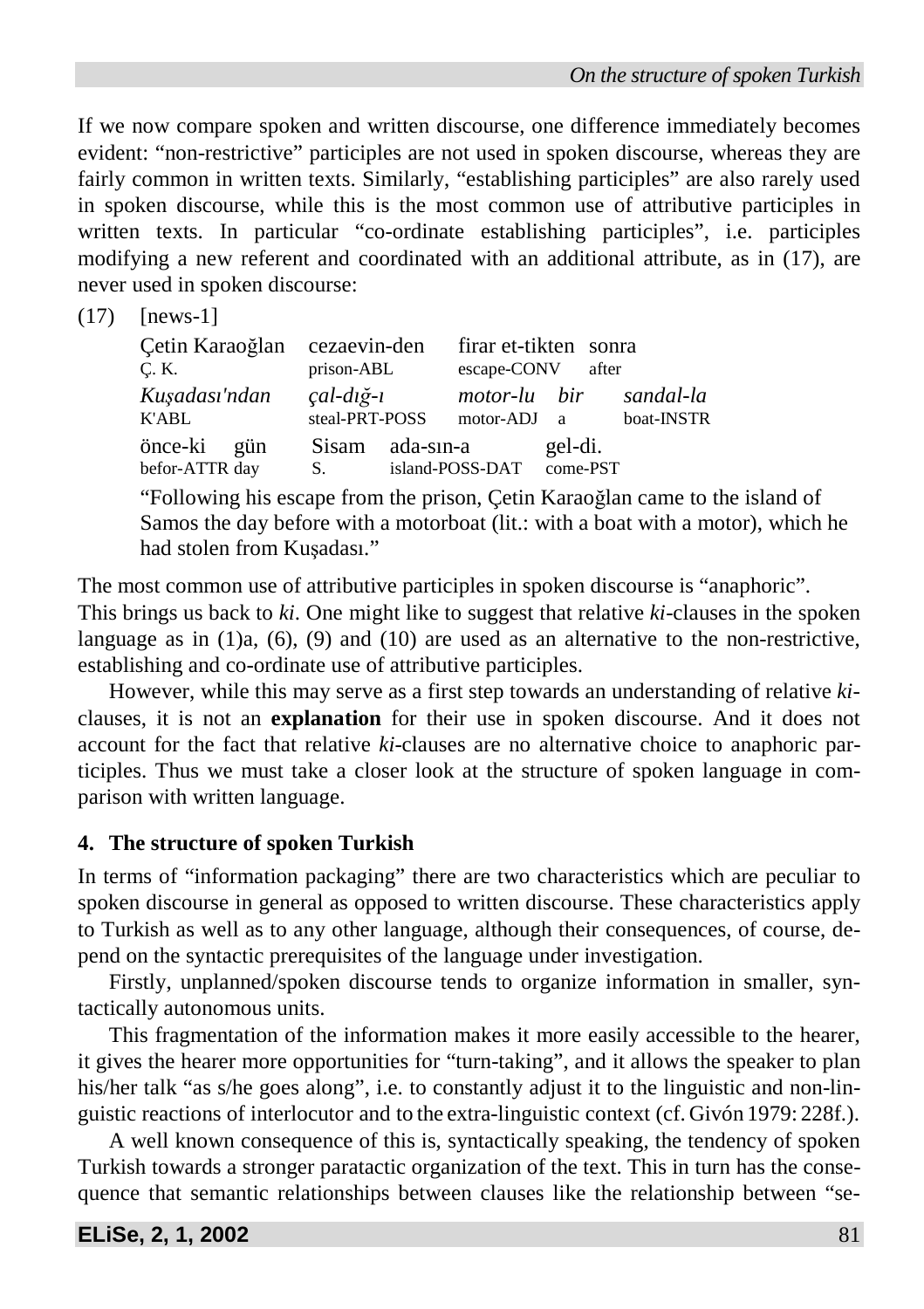If we now compare spoken and written discourse, one difference immediately becomes evident: "non-restrictive" participles are not used in spoken discourse, whereas they are fairly common in written texts. Similarly, "establishing participles" are also rarely used in spoken discourse, while this is the most common use of attributive participles in written texts. In particular "co-ordinate establishing participles", i.e. participles modifying a new referent and coordinated with an additional attribute, as in (17), are never used in spoken discourse:

(17) [news-1]

| Çetin Karaoğlan | cezaevin-den | firar et-tikten | sonra |
|---|---|---|---|
| Ç. K. | prison-ABL | escape-CONV | after |

| *Kuşadası'ndan* | *çal-dığ-ı* | *motor-lu* | *bir* | *sandal-la* |
|---|---|---|---|---|
| K'ABL | steal-PRT-POSS | motor-ADJ | a | boat-INSTR |

| önce-ki | gün | Sisam | ada-sın-a | gel-di. |
|---|---|---|---|---|
| befor-ATTR | day | S. | island-POSS-DAT | come-PST |

"Following his escape from the prison, Çetin Karaoğlan came to the island of Samos the day before with a motorboat (lit.: with a boat with a motor), which he had stolen from Kuşadası."

The most common use of attributive participles in spoken discourse is "anaphoric".
This brings us back to *ki*. One might like to suggest that relative *ki*-clauses in the spoken language as in (1)a, (6), (9) and (10) are used as an alternative to the non-restrictive, establishing and co-ordinate use of attributive participles.

However, while this may serve as a first step towards an understanding of relative *ki*-clauses, it is not an **explanation** for their use in spoken discourse. And it does not account for the fact that relative *ki*-clauses are no alternative choice to anaphoric participles. Thus we must take a closer look at the structure of spoken language in comparison with written language.

## 4. The structure of spoken Turkish

In terms of "information packaging" there are two characteristics which are peculiar to spoken discourse in general as opposed to written discourse. These characteristics apply to Turkish as well as to any other language, although their consequences, of course, depend on the syntactic prerequisites of the language under investigation.

Firstly, unplanned/spoken discourse tends to organize information in smaller, syntactically autonomous units.

This fragmentation of the information makes it more easily accessible to the hearer, it gives the hearer more opportunities for "turn-taking", and it allows the speaker to plan his/her talk "as s/he goes along", i.e. to constantly adjust it to the linguistic and non-linguistic reactions of interlocutor and to the extra-linguistic context (cf. Givón 1979: 228f.).

A well known consequence of this is, syntactically speaking, the tendency of spoken Turkish towards a stronger paratactic organization of the text. This in turn has the consequence that semantic relationships between clauses like the relationship between "se-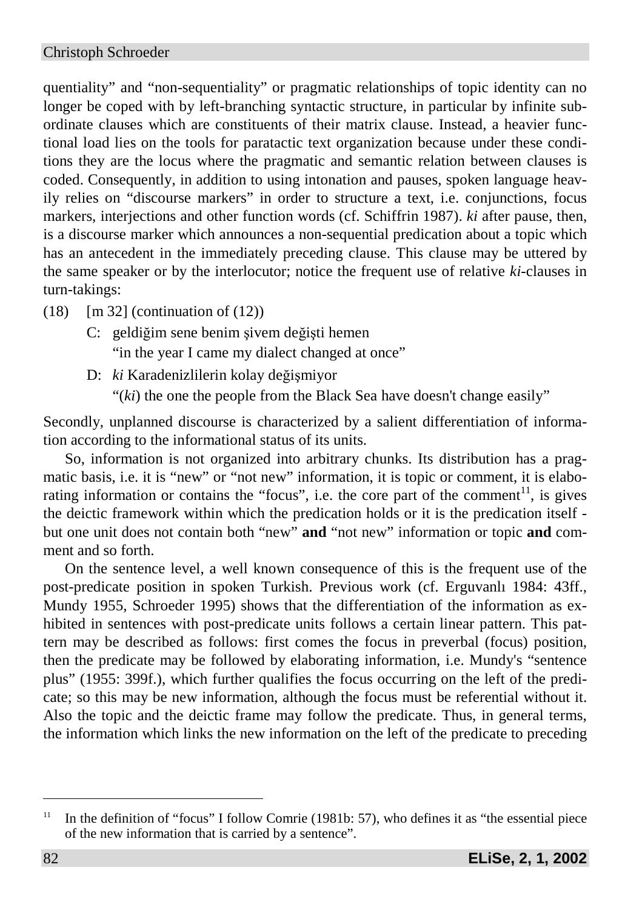quentiality" and "non-sequentiality" or pragmatic relationships of topic identity can no longer be coped with by left-branching syntactic structure, in particular by infinite subordinate clauses which are constituents of their matrix clause. Instead, a heavier functional load lies on the tools for paratactic text organization because under these conditions they are the locus where the pragmatic and semantic relation between clauses is coded. Consequently, in addition to using intonation and pauses, spoken language heavily relies on "discourse markers" in order to structure a text, i.e. conjunctions, focus markers, interjections and other function words (cf. Schiffrin 1987). *ki* after pause, then, is a discourse marker which announces a non-sequential predication about a topic which has an antecedent in the immediately preceding clause. This clause may be uttered by the same speaker or by the interlocutor; notice the frequent use of relative *ki*-clauses in turn-takings:

(18) [m 32] (continuation of (12))

C: geldiğim sene benim şivem değişti hemen
"in the year I came my dialect changed at once"

D: *ki* Karadenizlilerin kolay değişmiyor
"(*ki*) the one the people from the Black Sea have doesn't change easily"

Secondly, unplanned discourse is characterized by a salient differentiation of information according to the informational status of its units.

So, information is not organized into arbitrary chunks. Its distribution has a pragmatic basis, i.e. it is "new" or "not new" information, it is topic or comment, it is elaborating information or contains the "focus", i.e. the core part of the comment[11], is gives the deictic framework within which the predication holds or it is the predication itself - but one unit does not contain both "new" **and** "not new" information or topic **and** comment and so forth.

On the sentence level, a well known consequence of this is the frequent use of the post-predicate position in spoken Turkish. Previous work (cf. Erguvanlı 1984: 43ff., Mundy 1955, Schroeder 1995) shows that the differentiation of the information as exhibited in sentences with post-predicate units follows a certain linear pattern. This pattern may be described as follows: first comes the focus in preverbal (focus) position, then the predicate may be followed by elaborating information, i.e. Mundy's "sentence plus" (1955: 399f.), which further qualifies the focus occurring on the left of the predicate; so this may be new information, although the focus must be referential without it. Also the topic and the deictic frame may follow the predicate. Thus, in general terms, the information which links the new information on the left of the predicate to preceding

[11] In the definition of "focus" I follow Comrie (1981b: 57), who defines it as "the essential piece of the new information that is carried by a sentence".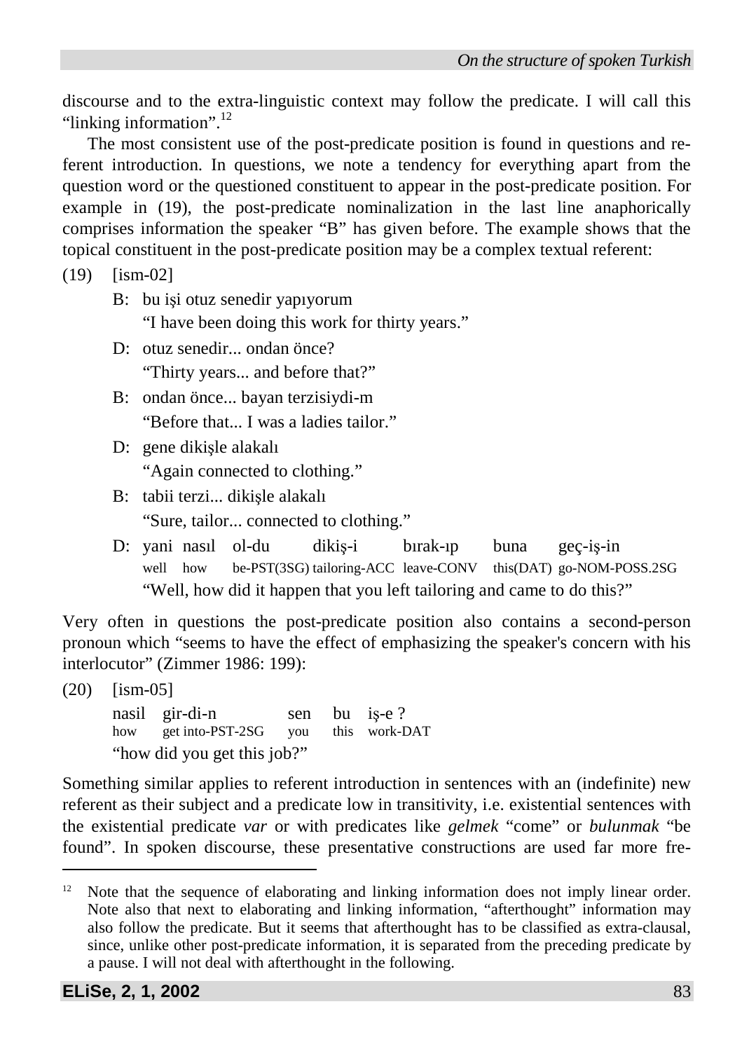discourse and to the extra-linguistic context may follow the predicate. I will call this "linking information".[12]

The most consistent use of the post-predicate position is found in questions and referent introduction. In questions, we note a tendency for everything apart from the question word or the questioned constituent to appear in the post-predicate position. For example in (19), the post-predicate nominalization in the last line anaphorically comprises information the speaker "B" has given before. The example shows that the topical constituent in the post-predicate position may be a complex textual referent:

(19) [ism-02]

B: bu işi otuz senedir yapıyorum
"I have been doing this work for thirty years."

D: otuz senedir... ondan önce?
"Thirty years... and before that?"

B: ondan önce... bayan terzisiydi-m
"Before that... I was a ladies tailor."

D: gene dikişle alakalı
"Again connected to clothing."

B: tabii terzi... dikişle alakalı
"Sure, tailor... connected to clothing."

D:

| yani | nasıl | ol-du | dikiş-i | bırak-ıp | buna | geç-iş-in |
|---|---|---|---|---|---|---|
| well | how | be-PST(3SG) | tailoring-ACC | leave-CONV | this(DAT) | go-NOM-POSS.2SG |

"Well, how did it happen that you left tailoring and came to do this?"

Very often in questions the post-predicate position also contains a second-person pronoun which "seems to have the effect of emphasizing the speaker's concern with his interlocutor" (Zimmer 1986: 199):

(20) [ism-05]

| nasil | gir-di-n | sen | bu | iş-e ? |
|---|---|---|---|---|
| how | get into-PST-2SG | you | this | work-DAT |

"how did you get this job?"

Something similar applies to referent introduction in sentences with an (indefinite) new referent as their subject and a predicate low in transitivity, i.e. existential sentences with the existential predicate *var* or with predicates like *gelmek* "come" or *bulunmak* "be found". In spoken discourse, these presentative constructions are used far more fre-

[12] Note that the sequence of elaborating and linking information does not imply linear order. Note also that next to elaborating and linking information, "afterthought" information may also follow the predicate. But it seems that afterthought has to be classified as extra-clausal, since, unlike other post-predicate information, it is separated from the preceding predicate by a pause. I will not deal with afterthought in the following.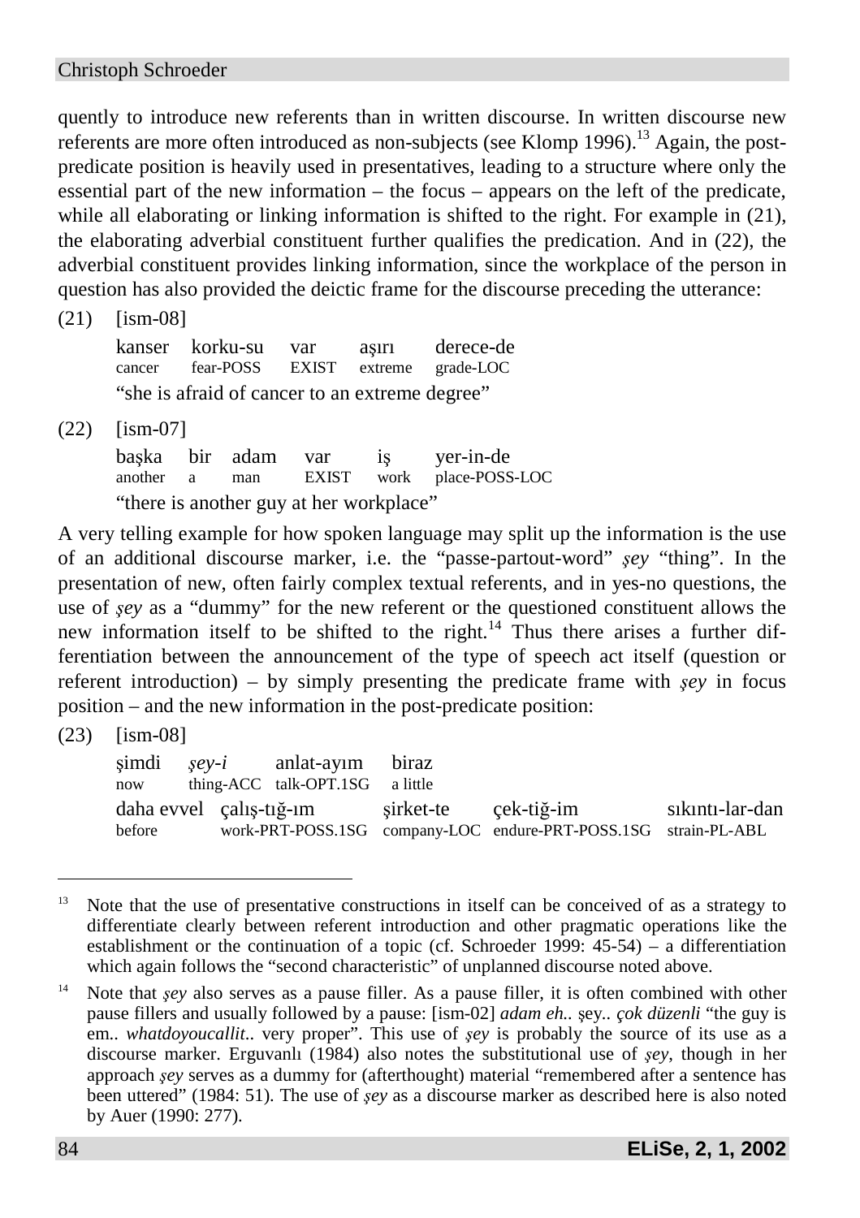quently to introduce new referents than in written discourse. In written discourse new referents are more often introduced as non-subjects (see Klomp 1996).[13] Again, the post-predicate position is heavily used in presentatives, leading to a structure where only the essential part of the new information – the focus – appears on the left of the predicate, while all elaborating or linking information is shifted to the right. For example in (21), the elaborating adverbial constituent further qualifies the predication. And in (22), the adverbial constituent provides linking information, since the workplace of the person in question has also provided the deictic frame for the discourse preceding the utterance:

(21) [ism-08]

| kanser | korku-su | var | aşırı | derece-de |
|---|---|---|---|---|
| cancer | fear-POSS | EXIST | extreme | grade-LOC |

"she is afraid of cancer to an extreme degree"

(22) [ism-07]

| başka | bir | adam | var | iş | yer-in-de |
|---|---|---|---|---|---|
| another | a | man | EXIST | work | place-POSS-LOC |

"there is another guy at her workplace"

A very telling example for how spoken language may split up the information is the use of an additional discourse marker, i.e. the "passe-partout-word" *şey* "thing". In the presentation of new, often fairly complex textual referents, and in yes-no questions, the use of *şey* as a "dummy" for the new referent or the questioned constituent allows the new information itself to be shifted to the right.[14] Thus there arises a further differentiation between the announcement of the type of speech act itself (question or referent introduction) – by simply presenting the predicate frame with *şey* in focus position – and the new information in the post-predicate position:

(23) [ism-08]

| şimdi | *şey-i* | anlat-ayım | biraz |
|---|---|---|---|
| now | thing-ACC | talk-OPT.1SG | a little |

| daha evvel | çalış-tığ-ım | şirket-te | çek-tiğ-im | sıkıntı-lar-dan |
|---|---|---|---|---|
| before | work-PRT-POSS.1SG | company-LOC | endure-PRT-POSS.1SG | strain-PL-ABL |

---

[13] Note that the use of presentative constructions in itself can be conceived of as a strategy to differentiate clearly between referent introduction and other pragmatic operations like the establishment or the continuation of a topic (cf. Schroeder 1999: 45-54) – a differentiation which again follows the "second characteristic" of unplanned discourse noted above.

[14] Note that *şey* also serves as a pause filler. As a pause filler, it is often combined with other pause fillers and usually followed by a pause: [ism-02] *adam eh..* şey.. *çok düzenli* "the guy is em.. *whatdoyoucallit*.. very proper". This use of *şey* is probably the source of its use as a discourse marker. Erguvanlı (1984) also notes the substitutional use of *şey*, though in her approach *şey* serves as a dummy for (afterthought) material "remembered after a sentence has been uttered" (1984: 51). The use of *şey* as a discourse marker as described here is also noted by Auer (1990: 277).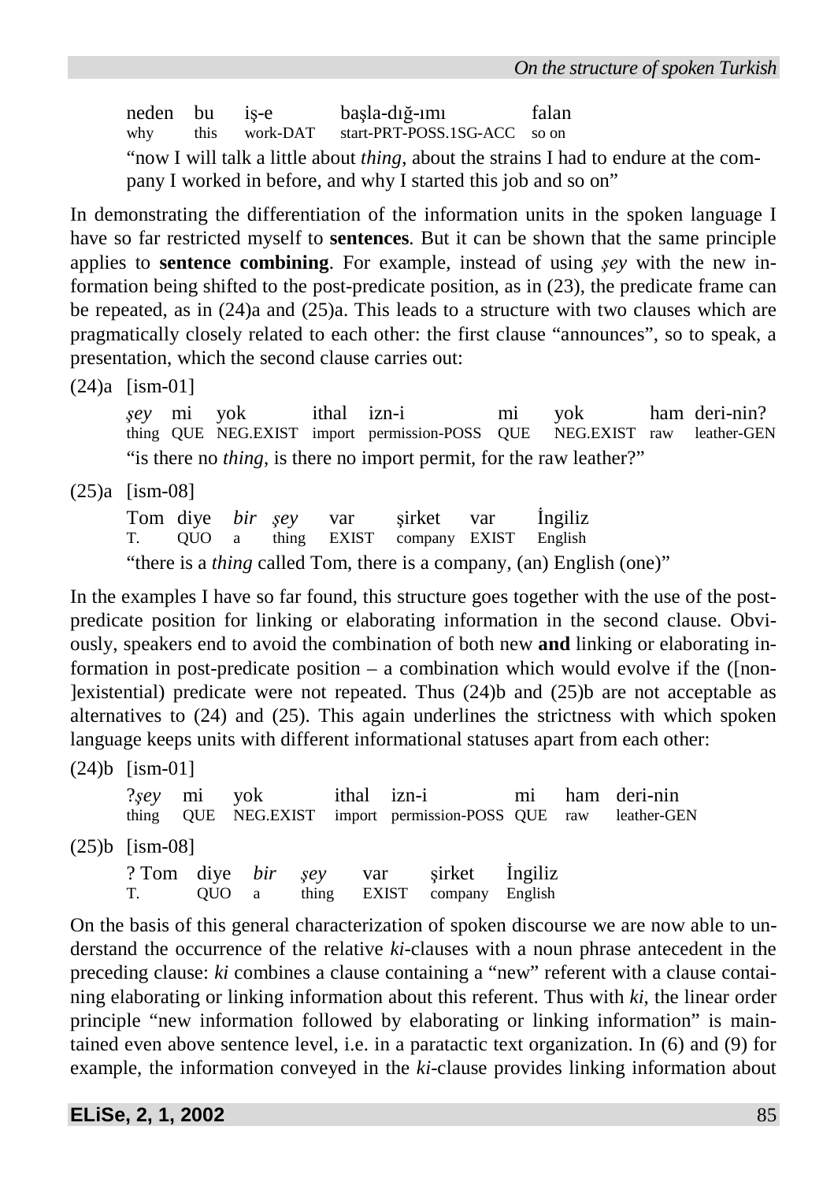| neden | bu | iş-e | başla-dığ-ımı | falan |
|---|---|---|---|---|
| why | this | work-DAT | start-PRT-POSS.1SG-ACC | so on |

"now I will talk a little about *thing*, about the strains I had to endure at the company I worked in before, and why I started this job and so on"

In demonstrating the differentiation of the information units in the spoken language I have so far restricted myself to **sentences**. But it can be shown that the same principle applies to **sentence combining**. For example, instead of using *şey* with the new information being shifted to the post-predicate position, as in (23), the predicate frame can be repeated, as in (24)a and (25)a. This leads to a structure with two clauses which are pragmatically closely related to each other: the first clause "announces", so to speak, a presentation, which the second clause carries out:

(24)a [ism-01]

| *şey* | mi | yok | ithal | izn-i | mi | yok | ham | deri-nin? |
|---|---|---|---|---|---|---|---|---|
| thing | QUE | NEG.EXIST | import | permission-POSS | QUE | NEG.EXIST | raw | leather-GEN |

"is there no *thing*, is there no import permit, for the raw leather?"

(25)a [ism-08]

| Tom | diye | *bir* | *şey* | var | şirket | var | İngiliz |
|---|---|---|---|---|---|---|---|
| T. | QUO | a | thing | EXIST | company | EXIST | English |

"there is a *thing* called Tom, there is a company, (an) English (one)"

In the examples I have so far found, this structure goes together with the use of the post-predicate position for linking or elaborating information in the second clause. Obviously, speakers end to avoid the combination of both new **and** linking or elaborating information in post-predicate position – a combination which would evolve if the ([non-]existential) predicate were not repeated. Thus (24)b and (25)b are not acceptable as alternatives to (24) and (25). This again underlines the strictness with which spoken language keeps units with different informational statuses apart from each other:

(24)b [ism-01]

| ?*şey* | mi | yok | ithal | izn-i | mi | ham | deri-nin |
|---|---|---|---|---|---|---|---|
| thing | QUE | NEG.EXIST | import | permission-POSS | QUE | raw | leather-GEN |

(25)b [ism-08]

| ? Tom | diye | *bir* | *şey* | var | şirket | İngiliz |
|---|---|---|---|---|---|---|
| T. | QUO | a | thing | EXIST | company | English |

On the basis of this general characterization of spoken discourse we are now able to understand the occurrence of the relative *ki*-clauses with a noun phrase antecedent in the preceding clause: *ki* combines a clause containing a "new" referent with a clause containing elaborating or linking information about this referent. Thus with *ki*, the linear order principle "new information followed by elaborating or linking information" is maintained even above sentence level, i.e. in a paratactic text organization. In (6) and (9) for example, the information conveyed in the *ki*-clause provides linking information about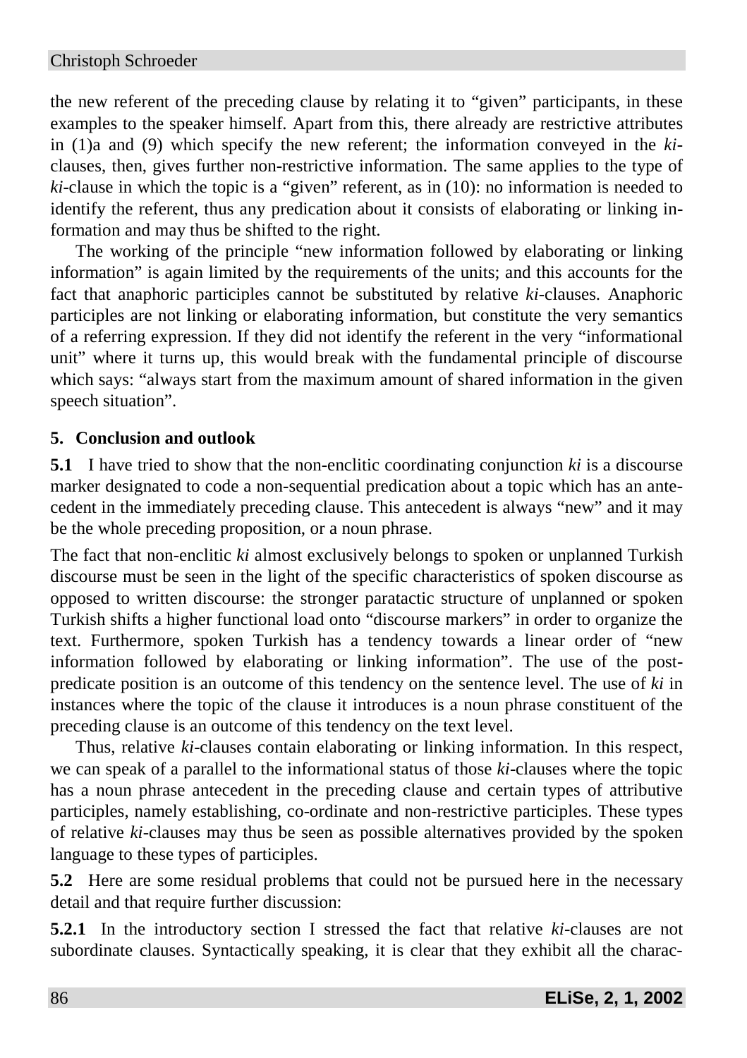the new referent of the preceding clause by relating it to "given" participants, in these examples to the speaker himself. Apart from this, there already are restrictive attributes in (1)a and (9) which specify the new referent; the information conveyed in the *ki*-clauses, then, gives further non-restrictive information. The same applies to the type of *ki*-clause in which the topic is a "given" referent, as in (10): no information is needed to identify the referent, thus any predication about it consists of elaborating or linking information and may thus be shifted to the right.

The working of the principle "new information followed by elaborating or linking information" is again limited by the requirements of the units; and this accounts for the fact that anaphoric participles cannot be substituted by relative *ki*-clauses. Anaphoric participles are not linking or elaborating information, but constitute the very semantics of a referring expression. If they did not identify the referent in the very "informational unit" where it turns up, this would break with the fundamental principle of discourse which says: "always start from the maximum amount of shared information in the given speech situation".

## 5. Conclusion and outlook

**5.1** I have tried to show that the non-enclitic coordinating conjunction *ki* is a discourse marker designated to code a non-sequential predication about a topic which has an antecedent in the immediately preceding clause. This antecedent is always "new" and it may be the whole preceding proposition, or a noun phrase.

The fact that non-enclitic *ki* almost exclusively belongs to spoken or unplanned Turkish discourse must be seen in the light of the specific characteristics of spoken discourse as opposed to written discourse: the stronger paratactic structure of unplanned or spoken Turkish shifts a higher functional load onto "discourse markers" in order to organize the text. Furthermore, spoken Turkish has a tendency towards a linear order of "new information followed by elaborating or linking information". The use of the post-predicate position is an outcome of this tendency on the sentence level. The use of *ki* in instances where the topic of the clause it introduces is a noun phrase constituent of the preceding clause is an outcome of this tendency on the text level.

Thus, relative *ki*-clauses contain elaborating or linking information. In this respect, we can speak of a parallel to the informational status of those *ki*-clauses where the topic has a noun phrase antecedent in the preceding clause and certain types of attributive participles, namely establishing, co-ordinate and non-restrictive participles. These types of relative *ki*-clauses may thus be seen as possible alternatives provided by the spoken language to these types of participles.

**5.2** Here are some residual problems that could not be pursued here in the necessary detail and that require further discussion:

**5.2.1** In the introductory section I stressed the fact that relative *ki*-clauses are not subordinate clauses. Syntactically speaking, it is clear that they exhibit all the charac-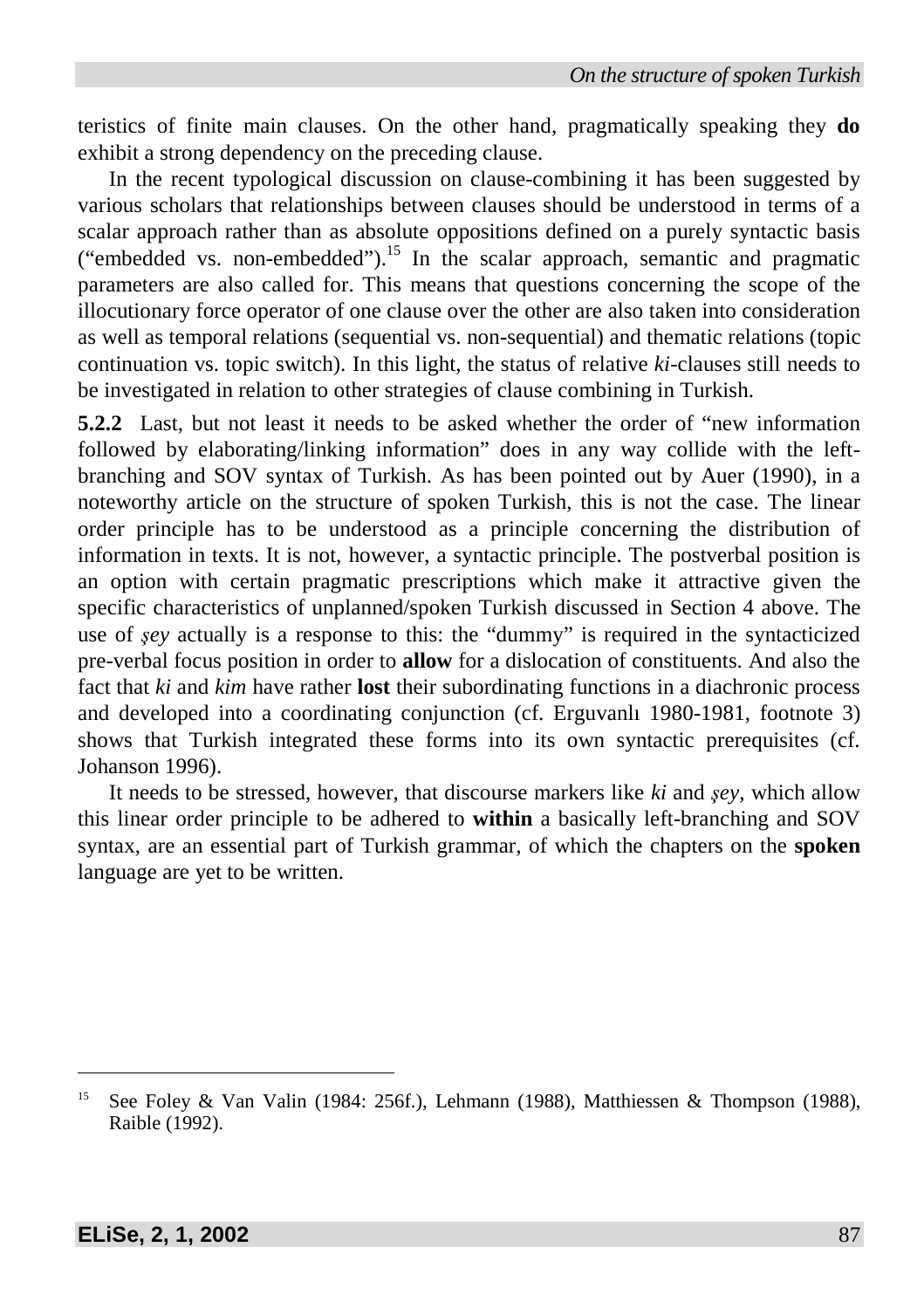teristics of finite main clauses. On the other hand, pragmatically speaking they **do** exhibit a strong dependency on the preceding clause.

In the recent typological discussion on clause-combining it has been suggested by various scholars that relationships between clauses should be understood in terms of a scalar approach rather than as absolute oppositions defined on a purely syntactic basis ("embedded vs. non-embedded").[15] In the scalar approach, semantic and pragmatic parameters are also called for. This means that questions concerning the scope of the illocutionary force operator of one clause over the other are also taken into consideration as well as temporal relations (sequential vs. non-sequential) and thematic relations (topic continuation vs. topic switch). In this light, the status of relative *ki*-clauses still needs to be investigated in relation to other strategies of clause combining in Turkish.

**5.2.2** Last, but not least it needs to be asked whether the order of "new information followed by elaborating/linking information" does in any way collide with the left-branching and SOV syntax of Turkish. As has been pointed out by Auer (1990), in a noteworthy article on the structure of spoken Turkish, this is not the case. The linear order principle has to be understood as a principle concerning the distribution of information in texts. It is not, however, a syntactic principle. The postverbal position is an option with certain pragmatic prescriptions which make it attractive given the specific characteristics of unplanned/spoken Turkish discussed in Section 4 above. The use of *şey* actually is a response to this: the "dummy" is required in the syntacticized pre-verbal focus position in order to **allow** for a dislocation of constituents. And also the fact that *ki* and *kim* have rather **lost** their subordinating functions in a diachronic process and developed into a coordinating conjunction (cf. Erguvanlı 1980-1981, footnote 3) shows that Turkish integrated these forms into its own syntactic prerequisites (cf. Johanson 1996).

It needs to be stressed, however, that discourse markers like *ki* and *şey*, which allow this linear order principle to be adhered to **within** a basically left-branching and SOV syntax, are an essential part of Turkish grammar, of which the chapters on the **spoken** language are yet to be written.

[15] See Foley & Van Valin (1984: 256f.), Lehmann (1988), Matthiessen & Thompson (1988), Raible (1992).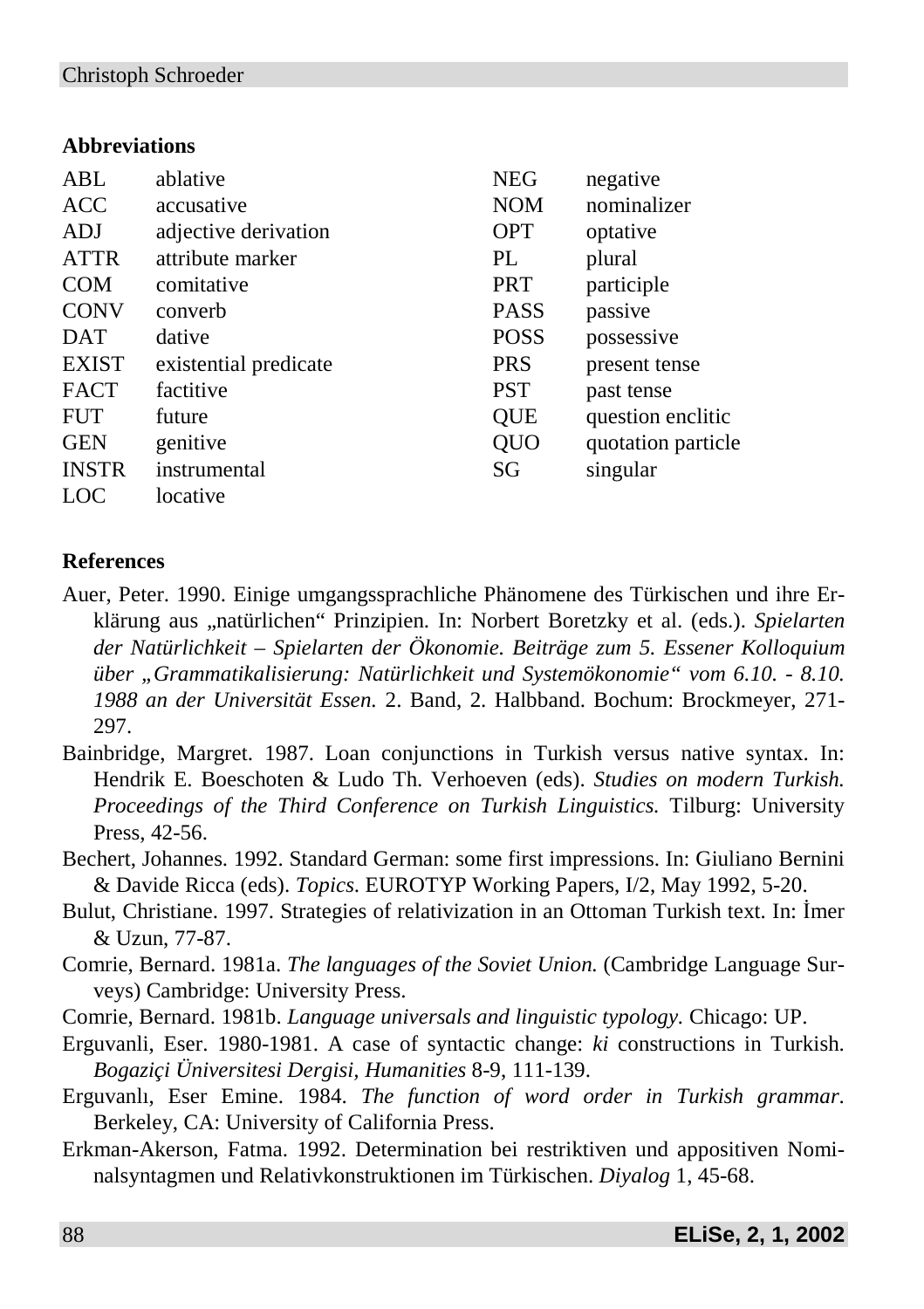**Abbreviations**

| | | | |
|---|---|---|---|
| ABL | ablative | NEG | negative |
| ACC | accusative | NOM | nominalizer |
| ADJ | adjective derivation | OPT | optative |
| ATTR | attribute marker | PL | plural |
| COM | comitative | PRT | participle |
| CONV | converb | PASS | passive |
| DAT | dative | POSS | possessive |
| EXIST | existential predicate | PRS | present tense |
| FACT | factitive | PST | past tense |
| FUT | future | QUE | question enclitic |
| GEN | genitive | QUO | quotation particle |
| INSTR | instrumental | SG | singular |
| LOC | locative | | |

**References**

Auer, Peter. 1990. Einige umgangssprachliche Phänomene des Türkischen und ihre Erklärung aus „natürlichen“ Prinzipien. In: Norbert Boretzky et al. (eds.). *Spielarten der Natürlichkeit – Spielarten der Ökonomie. Beiträge zum 5. Essener Kolloquium über „Grammatikalisierung: Natürlichkeit und Systemökonomie“ vom 6.10. - 8.10. 1988 an der Universität Essen.* 2. Band, 2. Halbband. Bochum: Brockmeyer, 271-297.

Bainbridge, Margret. 1987. Loan conjunctions in Turkish versus native syntax. In: Hendrik E. Boeschoten & Ludo Th. Verhoeven (eds). *Studies on modern Turkish. Proceedings of the Third Conference on Turkish Linguistics.* Tilburg: University Press, 42-56.

Bechert, Johannes. 1992. Standard German: some first impressions. In: Giuliano Bernini & Davide Ricca (eds). *Topics*. EUROTYP Working Papers, I/2, May 1992, 5-20.

Bulut, Christiane. 1997. Strategies of relativization in an Ottoman Turkish text. In: İmer & Uzun, 77-87.

Comrie, Bernard. 1981a. *The languages of the Soviet Union.* (Cambridge Language Surveys) Cambridge: University Press.

Comrie, Bernard. 1981b. *Language universals and linguistic typology.* Chicago: UP.

Erguvanli, Eser. 1980-1981. A case of syntactic change: *ki* constructions in Turkish. *Bogaziçi Üniversitesi Dergisi, Humanities* 8-9, 111-139.

Erguvanlı, Eser Emine. 1984. *The function of word order in Turkish grammar*. Berkeley, CA: University of California Press.

Erkman-Akerson, Fatma. 1992. Determination bei restriktiven und appositiven Nominalsyntagmen und Relativkonstruktionen im Türkischen. *Diyalog* 1, 45-68.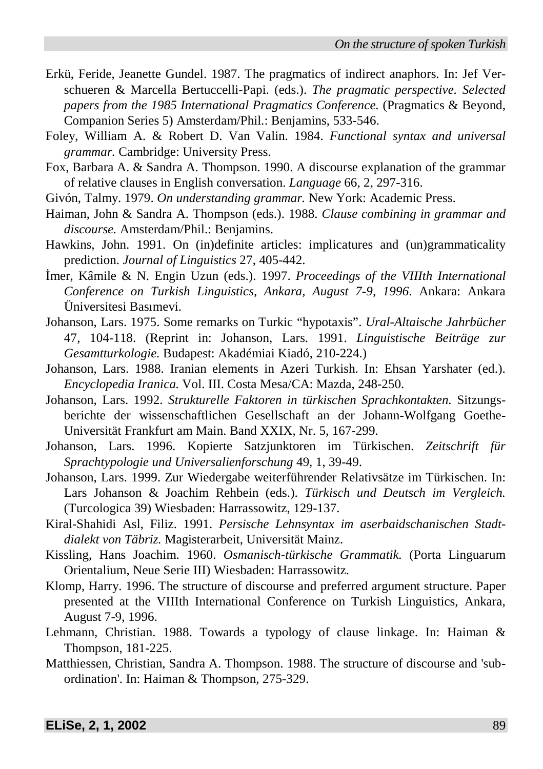Erkü, Feride, Jeanette Gundel. 1987. The pragmatics of indirect anaphors. In: Jef Verschueren & Marcella Bertuccelli-Papi. (eds.). *The pragmatic perspective. Selected papers from the 1985 International Pragmatics Conference.* (Pragmatics & Beyond, Companion Series 5) Amsterdam/Phil.: Benjamins, 533-546.

Foley, William A. & Robert D. Van Valin. 1984. *Functional syntax and universal grammar.* Cambridge: University Press.

Fox, Barbara A. & Sandra A. Thompson. 1990. A discourse explanation of the grammar of relative clauses in English conversation. *Language* 66, 2, 297-316.

Givón, Talmy. 1979. *On understanding grammar.* New York: Academic Press.

Haiman, John & Sandra A. Thompson (eds.). 1988. *Clause combining in grammar and discourse.* Amsterdam/Phil.: Benjamins.

Hawkins, John. 1991. On (in)definite articles: implicatures and (un)grammaticality prediction. *Journal of Linguistics* 27, 405-442.

İmer, Kâmile & N. Engin Uzun (eds.). 1997. *Proceedings of the VIIIth International Conference on Turkish Linguistics, Ankara, August 7-9, 1996*. Ankara: Ankara Üniversitesi Basımevi.

Johanson, Lars. 1975. Some remarks on Turkic "hypotaxis". *Ural-Altaische Jahrbücher* 47, 104-118. (Reprint in: Johanson, Lars. 1991. *Linguistische Beiträge zur Gesamtturkologie.* Budapest: Akadémiai Kiadó, 210-224.)

Johanson, Lars. 1988. Iranian elements in Azeri Turkish. In: Ehsan Yarshater (ed.). *Encyclopedia Iranica.* Vol. III. Costa Mesa/CA: Mazda, 248-250.

Johanson, Lars. 1992. *Strukturelle Faktoren in türkischen Sprachkontakten.* Sitzungsberichte der wissenschaftlichen Gesellschaft an der Johann-Wolfgang Goethe-Universität Frankfurt am Main. Band XXIX, Nr. 5, 167-299.

Johanson, Lars. 1996. Kopierte Satzjunktoren im Türkischen. *Zeitschrift für Sprachtypologie und Universalienforschung* 49, 1, 39-49.

Johanson, Lars. 1999. Zur Wiedergabe weiterführender Relativsätze im Türkischen. In: Lars Johanson & Joachim Rehbein (eds.). *Türkisch und Deutsch im Vergleich.* (Turcologica 39) Wiesbaden: Harrassowitz, 129-137.

Kiral-Shahidi Asl, Filiz. 1991. *Persische Lehnsyntax im aserbaidschanischen Stadtdialekt von Täbriz.* Magisterarbeit, Universität Mainz.

Kissling, Hans Joachim. 1960. *Osmanisch-türkische Grammatik.* (Porta Linguarum Orientalium, Neue Serie III) Wiesbaden: Harrassowitz.

Klomp, Harry. 1996. The structure of discourse and preferred argument structure. Paper presented at the VIIIth International Conference on Turkish Linguistics, Ankara, August 7-9, 1996.

Lehmann, Christian. 1988. Towards a typology of clause linkage. In: Haiman & Thompson, 181-225.

Matthiessen, Christian, Sandra A. Thompson. 1988. The structure of discourse and 'subordination'. In: Haiman & Thompson, 275-329.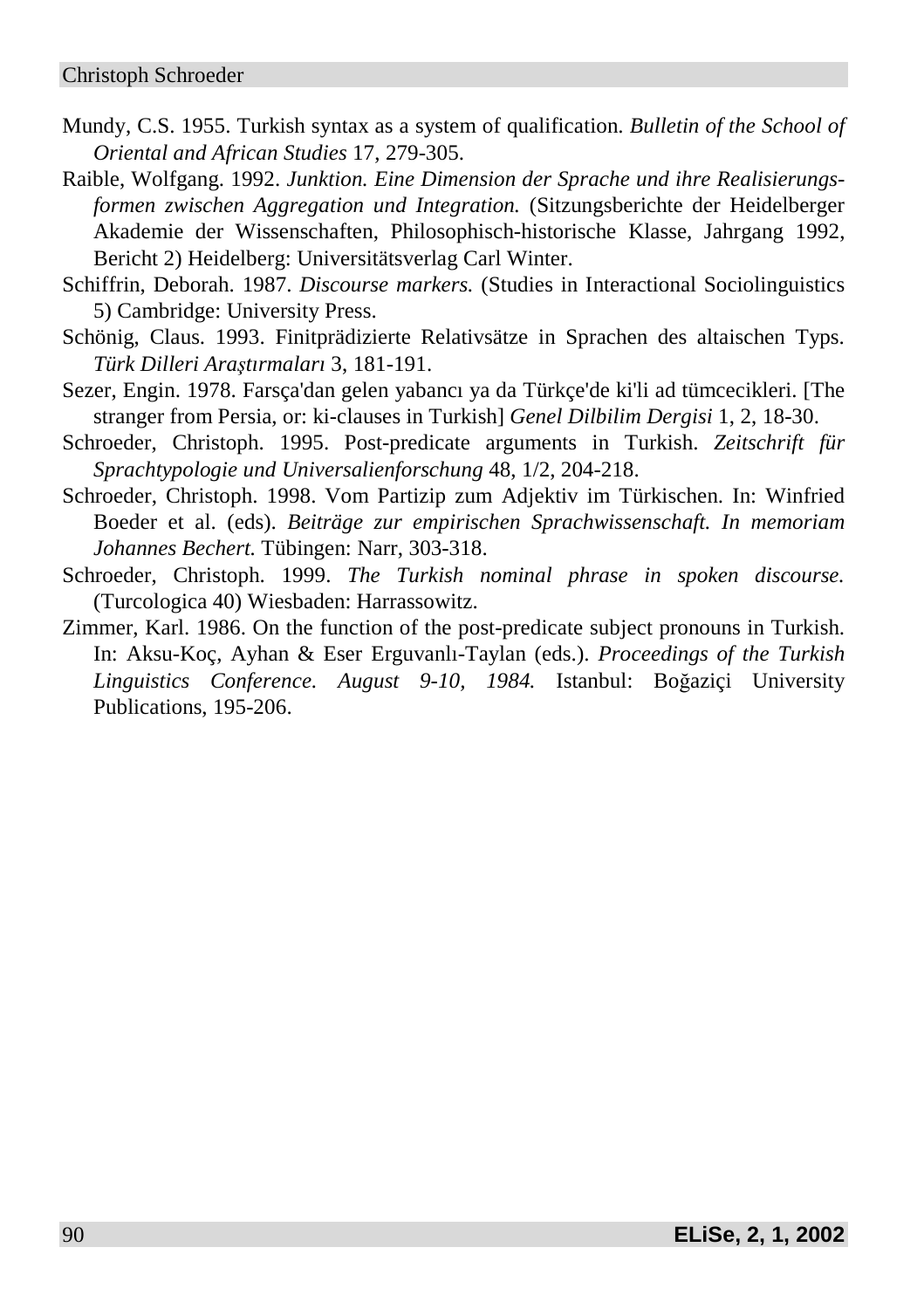Mundy, C.S. 1955. Turkish syntax as a system of qualification. *Bulletin of the School of Oriental and African Studies* 17, 279-305.

Raible, Wolfgang. 1992. *Junktion. Eine Dimension der Sprache und ihre Realisierungsformen zwischen Aggregation und Integration.* (Sitzungsberichte der Heidelberger Akademie der Wissenschaften, Philosophisch-historische Klasse, Jahrgang 1992, Bericht 2) Heidelberg: Universitätsverlag Carl Winter.

Schiffrin, Deborah. 1987. *Discourse markers.* (Studies in Interactional Sociolinguistics 5) Cambridge: University Press.

Schönig, Claus. 1993. Finitprädizierte Relativsätze in Sprachen des altaischen Typs. *Türk Dilleri Araştırmaları* 3, 181-191.

Sezer, Engin. 1978. Farsça'dan gelen yabancı ya da Türkçe'de ki'li ad tümcecikleri. [The stranger from Persia, or: ki-clauses in Turkish] *Genel Dilbilim Dergisi* 1, 2, 18-30.

Schroeder, Christoph. 1995. Post-predicate arguments in Turkish. *Zeitschrift für Sprachtypologie und Universalienforschung* 48, 1/2, 204-218.

Schroeder, Christoph. 1998. Vom Partizip zum Adjektiv im Türkischen. In: Winfried Boeder et al. (eds). *Beiträge zur empirischen Sprachwissenschaft. In memoriam Johannes Bechert.* Tübingen: Narr, 303-318.

Schroeder, Christoph. 1999. *The Turkish nominal phrase in spoken discourse.* (Turcologica 40) Wiesbaden: Harrassowitz.

Zimmer, Karl. 1986. On the function of the post-predicate subject pronouns in Turkish. In: Aksu-Koç, Ayhan & Eser Erguvanlı-Taylan (eds.). *Proceedings of the Turkish Linguistics Conference. August 9-10, 1984.* Istanbul: Boğaziçi University Publications, 195-206.